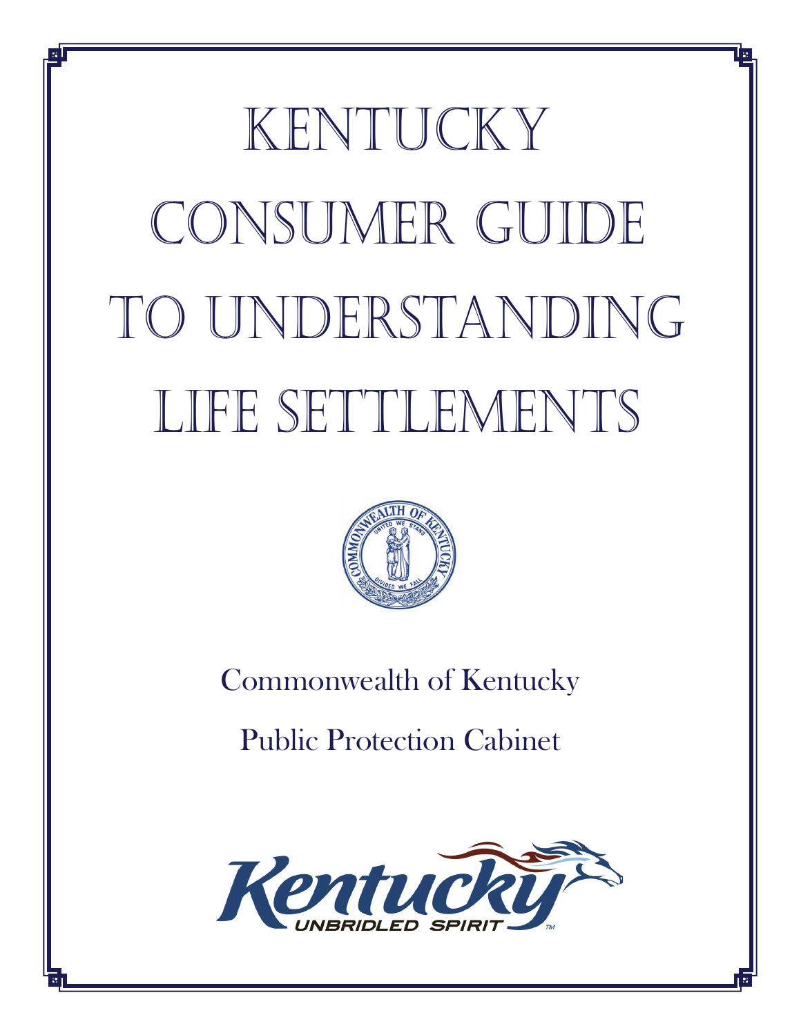# Kentucky Consumer Guide to Understanding Life Settlements

Commonwealth of Kentucky

Public Protection Cabinet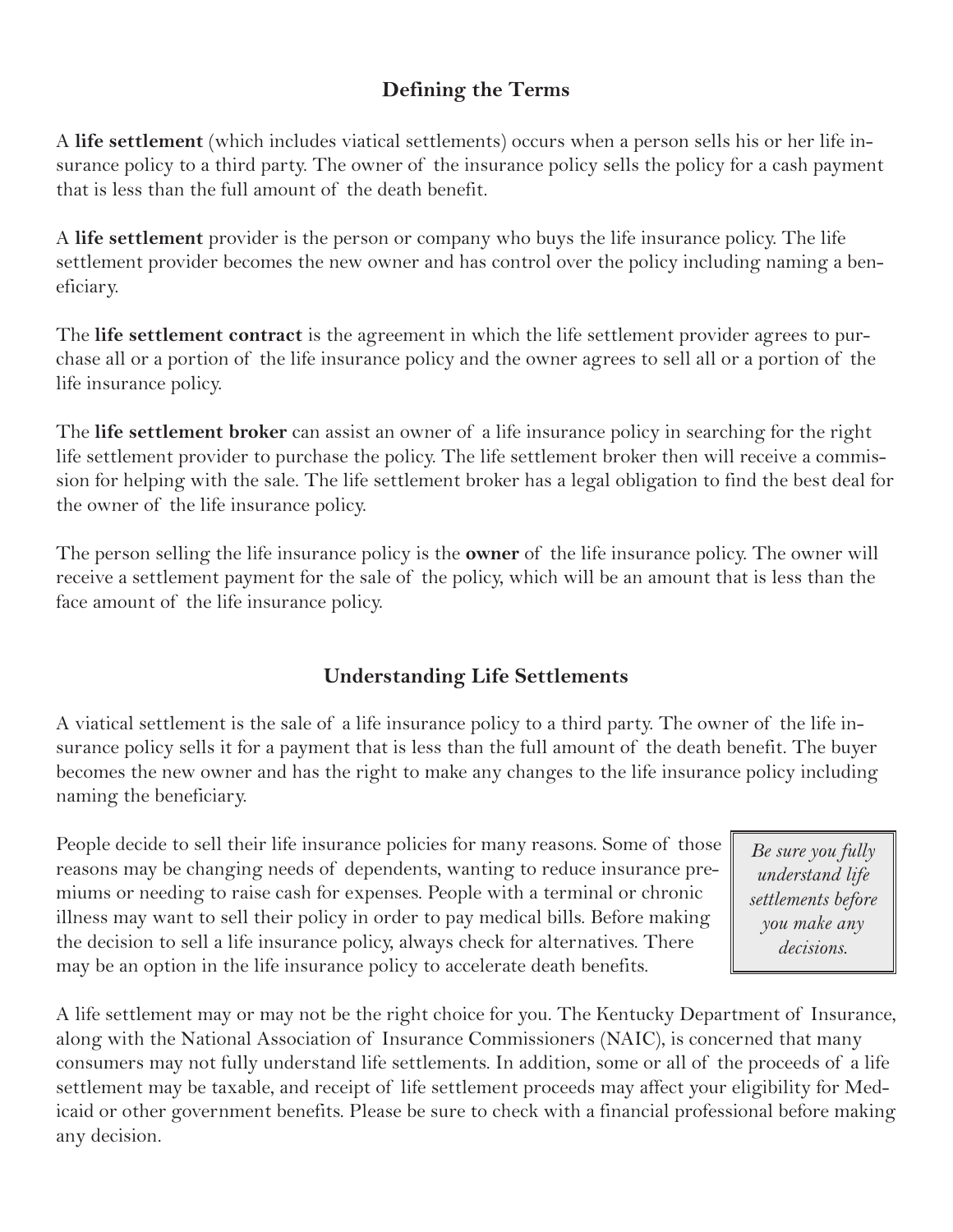## Defining the Terms

A **life settlement** (which includes viatical settlements) occurs when a person sells his or her life insurance policy to a third party. The owner of the insurance policy sells the policy for a cash payment that is less than the full amount of the death benefit.

A **life settlement** provider is the person or company who buys the life insurance policy. The life settlement provider becomes the new owner and has control over the policy including naming a beneficiary.

The **life settlement contract** is the agreement in which the life settlement provider agrees to purchase all or a portion of the life insurance policy and the owner agrees to sell all or a portion of the life insurance policy.

The **life settlement broker** can assist an owner of a life insurance policy in searching for the right life settlement provider to purchase the policy. The life settlement broker then will receive a commission for helping with the sale. The life settlement broker has a legal obligation to find the best deal for the owner of the life insurance policy.

The person selling the life insurance policy is the **owner** of the life insurance policy. The owner will receive a settlement payment for the sale of the policy, which will be an amount that is less than the face amount of the life insurance policy.

## Understanding Life Settlements

A viatical settlement is the sale of a life insurance policy to a third party. The owner of the life insurance policy sells it for a payment that is less than the full amount of the death benefit. The buyer becomes the new owner and has the right to make any changes to the life insurance policy including naming the beneficiary.

People decide to sell their life insurance policies for many reasons. Some of those reasons may be changing needs of dependents, wanting to reduce insurance premiums or needing to raise cash for expenses. People with a terminal or chronic illness may want to sell their policy in order to pay medical bills. Before making the decision to sell a life insurance policy, always check for alternatives. There may be an option in the life insurance policy to accelerate death benefits.

*Be sure you fully understand life settlements before you make any decisions.*

A life settlement may or may not be the right choice for you. The Kentucky Department of Insurance, along with the National Association of Insurance Commissioners (NAIC), is concerned that many consumers may not fully understand life settlements. In addition, some or all of the proceeds of a life settlement may be taxable, and receipt of life settlement proceeds may affect your eligibility for Medicaid or other government benefits. Please be sure to check with a financial professional before making any decision.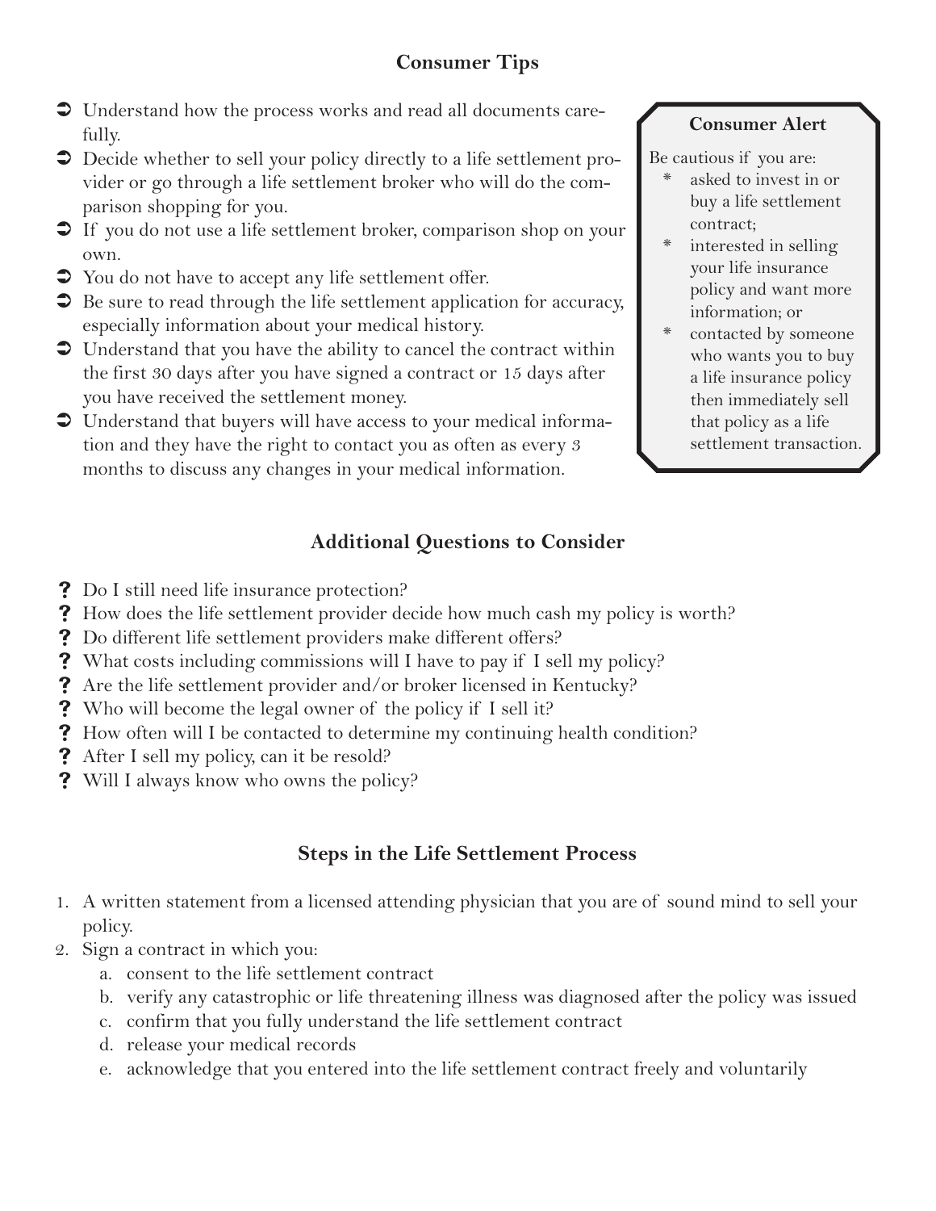## Consumer Tips

- Understand how the process works and read all documents carefully.
- Decide whether to sell your policy directly to a life settlement provider or go through a life settlement broker who will do the comparison shopping for you.
- If you do not use a life settlement broker, comparison shop on your own.
- You do not have to accept any life settlement offer.
- Be sure to read through the life settlement application for accuracy, especially information about your medical history.
- Understand that you have the ability to cancel the contract within the first 30 days after you have signed a contract or 15 days after you have received the settlement money.
- Understand that buyers will have access to your medical information and they have the right to contact you as often as every 3 months to discuss any changes in your medical information.

**Consumer Alert**

Be cautious if you are:

* asked to invest in or buy a life settlement contract;
* interested in selling your life insurance policy and want more information; or
* contacted by someone who wants you to buy a life insurance policy then immediately sell that policy as a life settlement transaction.

## Additional Questions to Consider

- ? Do I still need life insurance protection?
- ? How does the life settlement provider decide how much cash my policy is worth?
- ? Do different life settlement providers make different offers?
- ? What costs including commissions will I have to pay if I sell my policy?
- ? Are the life settlement provider and/or broker licensed in Kentucky?
- ? Who will become the legal owner of the policy if I sell it?
- ? How often will I be contacted to determine my continuing health condition?
- ? After I sell my policy, can it be resold?
- ? Will I always know who owns the policy?

## Steps in the Life Settlement Process

1. A written statement from a licensed attending physician that you are of sound mind to sell your policy.
2. Sign a contract in which you:
   a. consent to the life settlement contract
   b. verify any catastrophic or life threatening illness was diagnosed after the policy was issued
   c. confirm that you fully understand the life settlement contract
   d. release your medical records
   e. acknowledge that you entered into the life settlement contract freely and voluntarily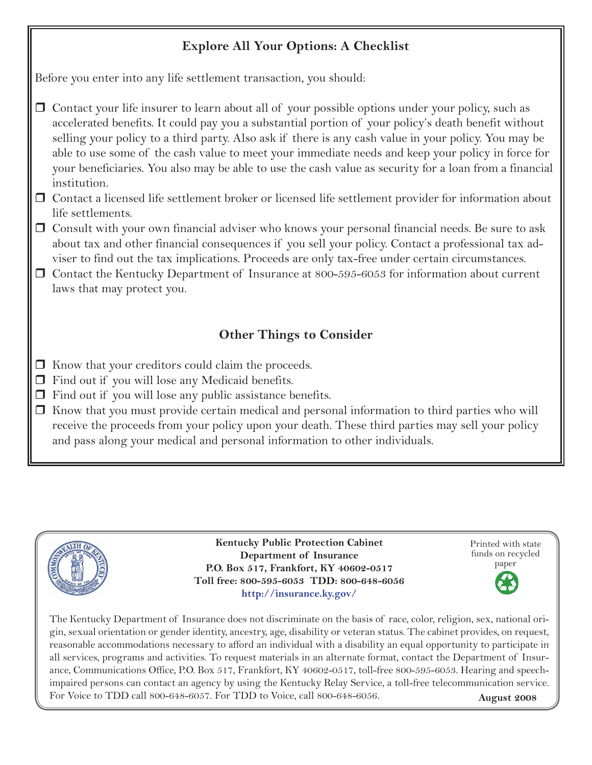## Explore All Your Options: A Checklist

Before you enter into any life settlement transaction, you should:

- ❒ Contact your life insurer to learn about all of your possible options under your policy, such as accelerated benefits. It could pay you a substantial portion of your policy's death benefit without selling your policy to a third party. Also ask if there is any cash value in your policy. You may be able to use some of the cash value to meet your immediate needs and keep your policy in force for your beneficiaries. You also may be able to use the cash value as security for a loan from a financial institution.
- ❒ Contact a licensed life settlement broker or licensed life settlement provider for information about life settlements.
- ❒ Consult with your own financial adviser who knows your personal financial needs. Be sure to ask about tax and other financial consequences if you sell your policy. Contact a professional tax adviser to find out the tax implications. Proceeds are only tax-free under certain circumstances.
- ❒ Contact the Kentucky Department of Insurance at 800-595-6053 for information about current laws that may protect you.

## Other Things to Consider

- ❒ Know that your creditors could claim the proceeds.
- ❒ Find out if you will lose any Medicaid benefits.
- ❒ Find out if you will lose any public assistance benefits.
- ❒ Know that you must provide certain medical and personal information to third parties who will receive the proceeds from your policy upon your death. These third parties may sell your policy and pass along your medical and personal information to other individuals.

**Kentucky Public Protection Cabinet**
**Department of Insurance**
**P.O. Box 517, Frankfort, KY 40602-0517**
**Toll free: 800-595-6053 TDD: 800-648-6056**
**http://insurance.ky.gov/**

Printed with state funds on recycled paper

The Kentucky Department of Insurance does not discriminate on the basis of race, color, religion, sex, national origin, sexual orientation or gender identity, ancestry, age, disability or veteran status. The cabinet provides, on request, reasonable accommodations necessary to afford an individual with a disability an equal opportunity to participate in all services, programs and activities. To request materials in an alternate format, contact the Department of Insurance, Communications Office, P.O. Box 517, Frankfort, KY 40602-0517, toll-free 800-595-6053. Hearing and speech-impaired persons can contact an agency by using the Kentucky Relay Service, a toll-free telecommunication service. For Voice to TDD call 800-648-6057. For TDD to Voice, call 800-648-6056.

**August 2008**